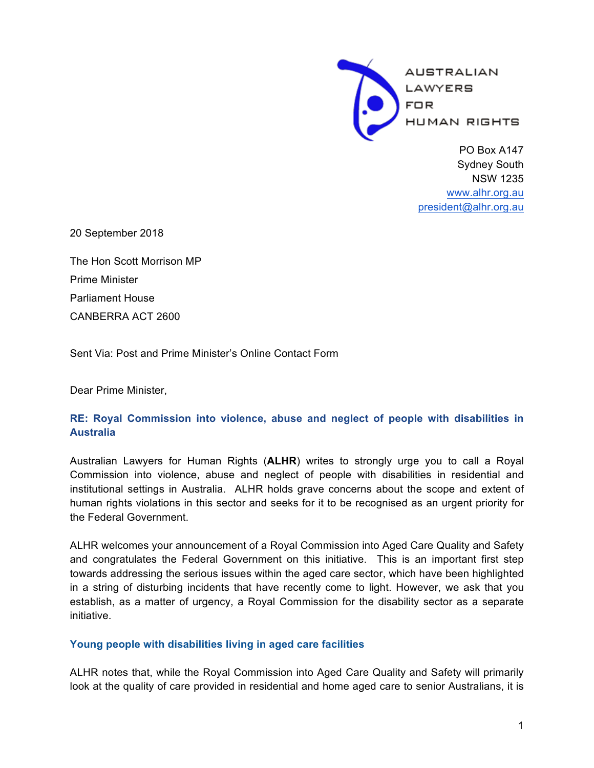AUSTRALIAN LAWYERS FOR HUMAN RIGHTS

PO Box A147
Sydney South
NSW 1235
www.alhr.org.au
president@alhr.org.au

20 September 2018

The Hon Scott Morrison MP
Prime Minister
Parliament House
CANBERRA ACT 2600

Sent Via: Post and Prime Minister's Online Contact Form

Dear Prime Minister,

## RE: Royal Commission into violence, abuse and neglect of people with disabilities in Australia

Australian Lawyers for Human Rights (**ALHR**) writes to strongly urge you to call a Royal Commission into violence, abuse and neglect of people with disabilities in residential and institutional settings in Australia. ALHR holds grave concerns about the scope and extent of human rights violations in this sector and seeks for it to be recognised as an urgent priority for the Federal Government.

ALHR welcomes your announcement of a Royal Commission into Aged Care Quality and Safety and congratulates the Federal Government on this initiative. This is an important first step towards addressing the serious issues within the aged care sector, which have been highlighted in a string of disturbing incidents that have recently come to light. However, we ask that you establish, as a matter of urgency, a Royal Commission for the disability sector as a separate initiative.

### Young people with disabilities living in aged care facilities

ALHR notes that, while the Royal Commission into Aged Care Quality and Safety will primarily look at the quality of care provided in residential and home aged care to senior Australians, it is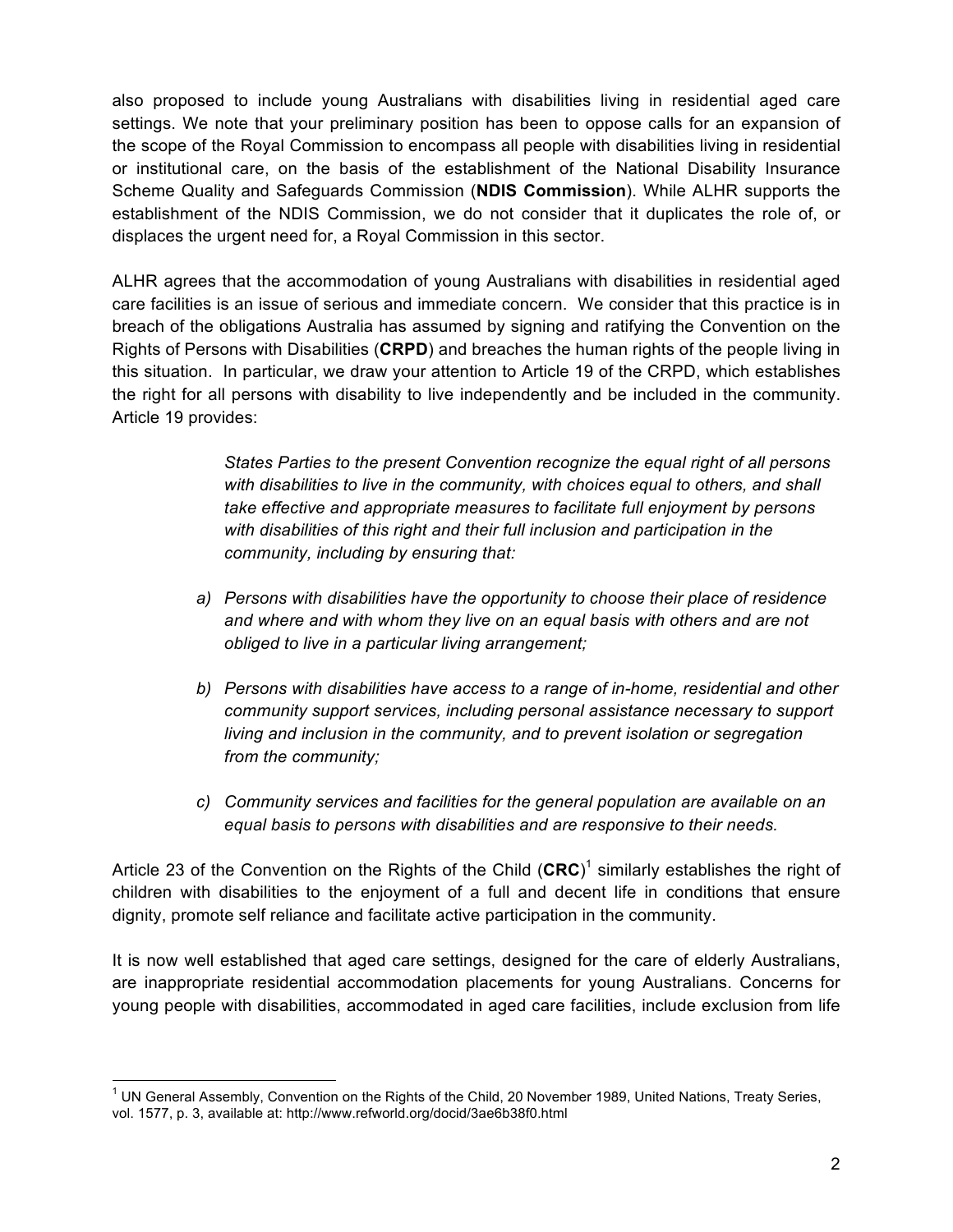also proposed to include young Australians with disabilities living in residential aged care settings. We note that your preliminary position has been to oppose calls for an expansion of the scope of the Royal Commission to encompass all people with disabilities living in residential or institutional care, on the basis of the establishment of the National Disability Insurance Scheme Quality and Safeguards Commission (**NDIS Commission**). While ALHR supports the establishment of the NDIS Commission, we do not consider that it duplicates the role of, or displaces the urgent need for, a Royal Commission in this sector.

ALHR agrees that the accommodation of young Australians with disabilities in residential aged care facilities is an issue of serious and immediate concern. We consider that this practice is in breach of the obligations Australia has assumed by signing and ratifying the Convention on the Rights of Persons with Disabilities (**CRPD**) and breaches the human rights of the people living in this situation. In particular, we draw your attention to Article 19 of the CRPD, which establishes the right for all persons with disability to live independently and be included in the community. Article 19 provides:

> *States Parties to the present Convention recognize the equal right of all persons with disabilities to live in the community, with choices equal to others, and shall take effective and appropriate measures to facilitate full enjoyment by persons with disabilities of this right and their full inclusion and participation in the community, including by ensuring that:*
>
> *a) Persons with disabilities have the opportunity to choose their place of residence and where and with whom they live on an equal basis with others and are not obliged to live in a particular living arrangement;*
>
> *b) Persons with disabilities have access to a range of in-home, residential and other community support services, including personal assistance necessary to support living and inclusion in the community, and to prevent isolation or segregation from the community;*
>
> *c) Community services and facilities for the general population are available on an equal basis to persons with disabilities and are responsive to their needs.*

Article 23 of the Convention on the Rights of the Child (**CRC**)[1] similarly establishes the right of children with disabilities to the enjoyment of a full and decent life in conditions that ensure dignity, promote self reliance and facilitate active participation in the community.

It is now well established that aged care settings, designed for the care of elderly Australians, are inappropriate residential accommodation placements for young Australians. Concerns for young people with disabilities, accommodated in aged care facilities, include exclusion from life

---

[1] UN General Assembly, Convention on the Rights of the Child, 20 November 1989, United Nations, Treaty Series, vol. 1577, p. 3, available at: http://www.refworld.org/docid/3ae6b38f0.html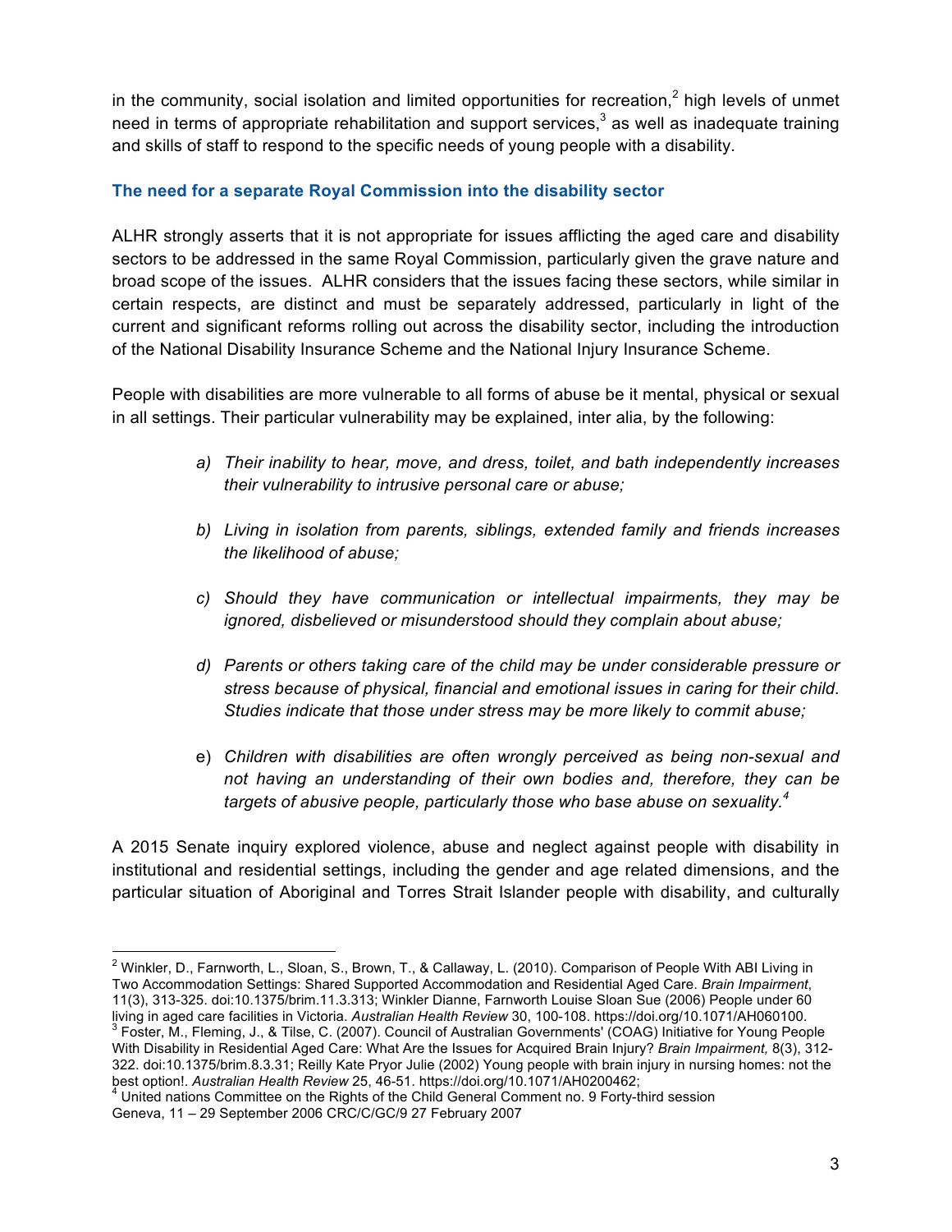in the community, social isolation and limited opportunities for recreation,[2] high levels of unmet need in terms of appropriate rehabilitation and support services,[3] as well as inadequate training and skills of staff to respond to the specific needs of young people with a disability.

### The need for a separate Royal Commission into the disability sector

ALHR strongly asserts that it is not appropriate for issues afflicting the aged care and disability sectors to be addressed in the same Royal Commission, particularly given the grave nature and broad scope of the issues. ALHR considers that the issues facing these sectors, while similar in certain respects, are distinct and must be separately addressed, particularly in light of the current and significant reforms rolling out across the disability sector, including the introduction of the National Disability Insurance Scheme and the National Injury Insurance Scheme.

People with disabilities are more vulnerable to all forms of abuse be it mental, physical or sexual in all settings. Their particular vulnerability may be explained, inter alia, by the following:

> a) *Their inability to hear, move, and dress, toilet, and bath independently increases their vulnerability to intrusive personal care or abuse;*
>
> b) *Living in isolation from parents, siblings, extended family and friends increases the likelihood of abuse;*
>
> c) *Should they have communication or intellectual impairments, they may be ignored, disbelieved or misunderstood should they complain about abuse;*
>
> d) *Parents or others taking care of the child may be under considerable pressure or stress because of physical, financial and emotional issues in caring for their child. Studies indicate that those under stress may be more likely to commit abuse;*
>
> e) *Children with disabilities are often wrongly perceived as being non-sexual and not having an understanding of their own bodies and, therefore, they can be targets of abusive people, particularly those who base abuse on sexuality.*[4]

A 2015 Senate inquiry explored violence, abuse and neglect against people with disability in institutional and residential settings, including the gender and age related dimensions, and the particular situation of Aboriginal and Torres Strait Islander people with disability, and culturally

---

[2] Winkler, D., Farnworth, L., Sloan, S., Brown, T., & Callaway, L. (2010). Comparison of People With ABI Living in Two Accommodation Settings: Shared Supported Accommodation and Residential Aged Care. *Brain Impairment*, 11(3), 313-325. doi:10.1375/brim.11.3.313; Winkler Dianne, Farnworth Louise Sloan Sue (2006) People under 60 living in aged care facilities in Victoria. *Australian Health Review* 30, 100-108. https://doi.org/10.1071/AH060100.

[3] Foster, M., Fleming, J., & Tilse, C. (2007). Council of Australian Governments' (COAG) Initiative for Young People With Disability in Residential Aged Care: What Are the Issues for Acquired Brain Injury? *Brain Impairment,* 8(3), 312-322. doi:10.1375/brim.8.3.31; Reilly Kate Pryor Julie (2002) Young people with brain injury in nursing homes: not the best option!. *Australian Health Review* 25, 46-51. https://doi.org/10.1071/AH0200462;

[4] United nations Committee on the Rights of the Child General Comment no. 9 Forty-third session Geneva, 11 – 29 September 2006 CRC/C/GC/9 27 February 2007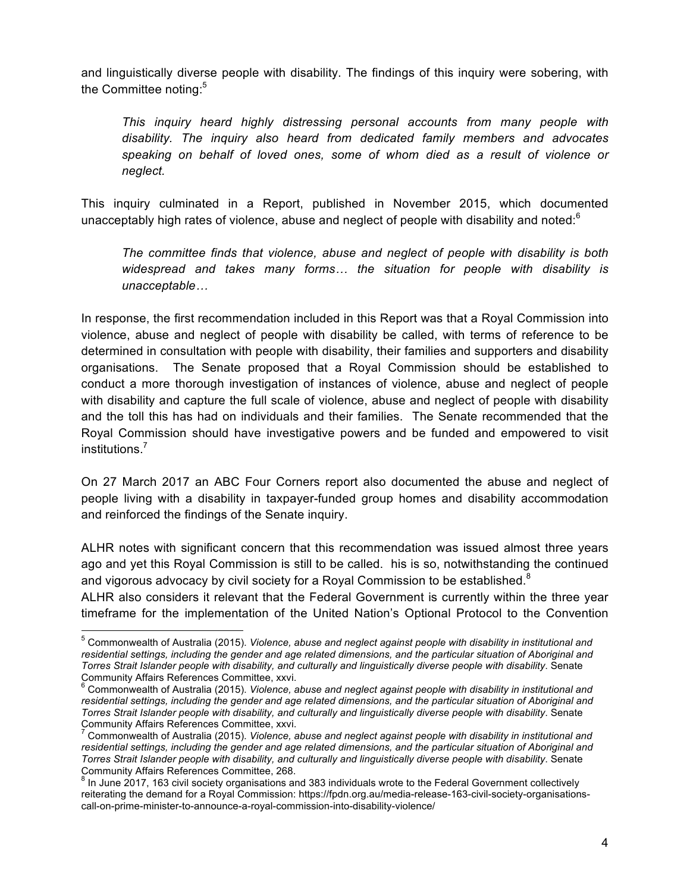and linguistically diverse people with disability. The findings of this inquiry were sobering, with the Committee noting:[5]

> *This inquiry heard highly distressing personal accounts from many people with disability. The inquiry also heard from dedicated family members and advocates speaking on behalf of loved ones, some of whom died as a result of violence or neglect.*

This inquiry culminated in a Report, published in November 2015, which documented unacceptably high rates of violence, abuse and neglect of people with disability and noted:[6]

> *The committee finds that violence, abuse and neglect of people with disability is both widespread and takes many forms… the situation for people with disability is unacceptable…*

In response, the first recommendation included in this Report was that a Royal Commission into violence, abuse and neglect of people with disability be called, with terms of reference to be determined in consultation with people with disability, their families and supporters and disability organisations. The Senate proposed that a Royal Commission should be established to conduct a more thorough investigation of instances of violence, abuse and neglect of people with disability and capture the full scale of violence, abuse and neglect of people with disability and the toll this has had on individuals and their families. The Senate recommended that the Royal Commission should have investigative powers and be funded and empowered to visit institutions.[7]

On 27 March 2017 an ABC Four Corners report also documented the abuse and neglect of people living with a disability in taxpayer-funded group homes and disability accommodation and reinforced the findings of the Senate inquiry.

ALHR notes with significant concern that this recommendation was issued almost three years ago and yet this Royal Commission is still to be called. his is so, notwithstanding the continued and vigorous advocacy by civil society for a Royal Commission to be established.[8]

ALHR also considers it relevant that the Federal Government is currently within the three year timeframe for the implementation of the United Nation's Optional Protocol to the Convention

---

[5] Commonwealth of Australia (2015). *Violence, abuse and neglect against people with disability in institutional and residential settings, including the gender and age related dimensions, and the particular situation of Aboriginal and Torres Strait Islander people with disability, and culturally and linguistically diverse people with disability*. Senate Community Affairs References Committee, xxvi.

[6] Commonwealth of Australia (2015). *Violence, abuse and neglect against people with disability in institutional and residential settings, including the gender and age related dimensions, and the particular situation of Aboriginal and Torres Strait Islander people with disability, and culturally and linguistically diverse people with disability*. Senate Community Affairs References Committee, xxvi.

[7] Commonwealth of Australia (2015). *Violence, abuse and neglect against people with disability in institutional and residential settings, including the gender and age related dimensions, and the particular situation of Aboriginal and Torres Strait Islander people with disability, and culturally and linguistically diverse people with disability*. Senate Community Affairs References Committee, 268.

[8] In June 2017, 163 civil society organisations and 383 individuals wrote to the Federal Government collectively reiterating the demand for a Royal Commission: https://fpdn.org.au/media-release-163-civil-society-organisations-call-on-prime-minister-to-announce-a-royal-commission-into-disability-violence/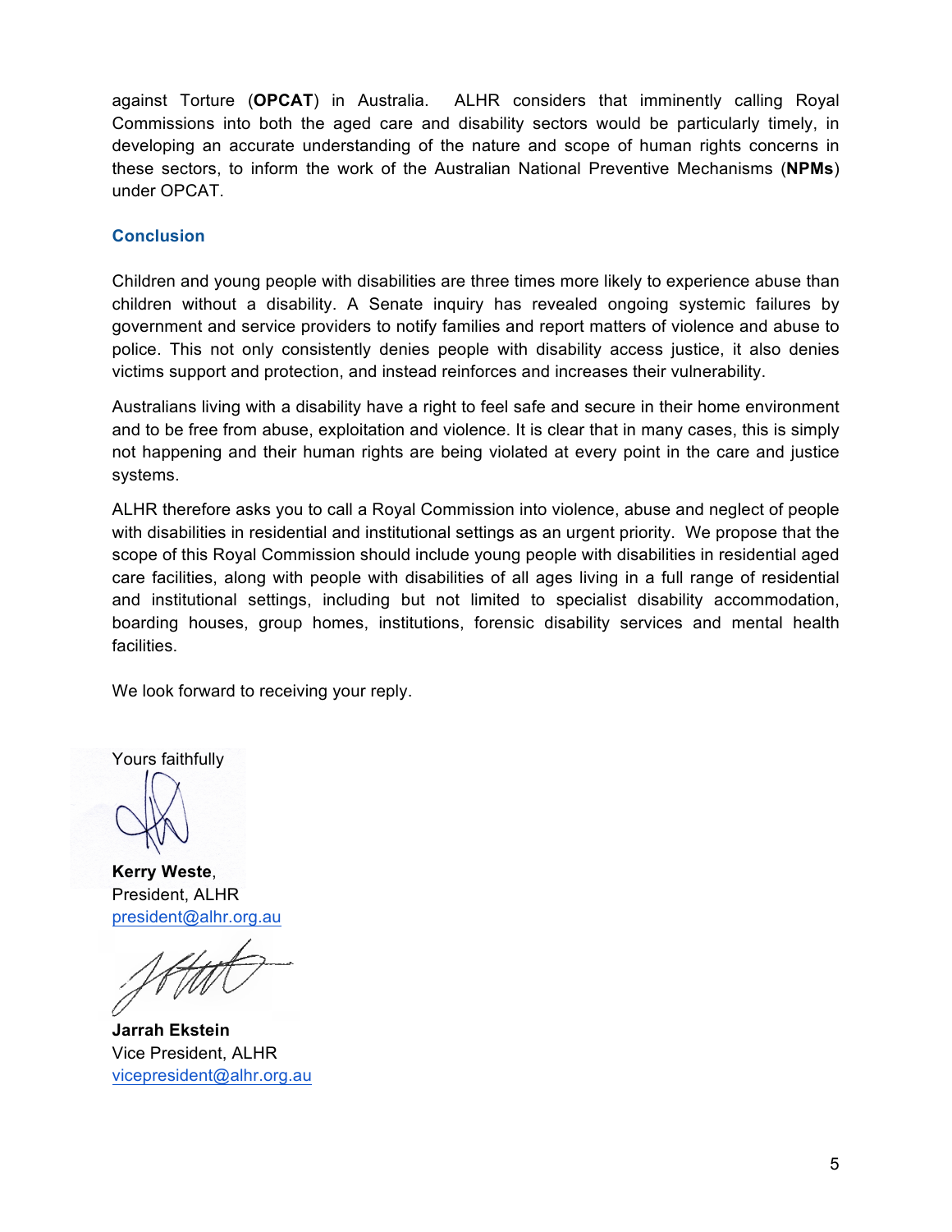against Torture (**OPCAT**) in Australia. ALHR considers that imminently calling Royal Commissions into both the aged care and disability sectors would be particularly timely, in developing an accurate understanding of the nature and scope of human rights concerns in these sectors, to inform the work of the Australian National Preventive Mechanisms (**NPMs**) under OPCAT.

## Conclusion

Children and young people with disabilities are three times more likely to experience abuse than children without a disability. A Senate inquiry has revealed ongoing systemic failures by government and service providers to notify families and report matters of violence and abuse to police. This not only consistently denies people with disability access justice, it also denies victims support and protection, and instead reinforces and increases their vulnerability.

Australians living with a disability have a right to feel safe and secure in their home environment and to be free from abuse, exploitation and violence. It is clear that in many cases, this is simply not happening and their human rights are being violated at every point in the care and justice systems.

ALHR therefore asks you to call a Royal Commission into violence, abuse and neglect of people with disabilities in residential and institutional settings as an urgent priority. We propose that the scope of this Royal Commission should include young people with disabilities in residential aged care facilities, along with people with disabilities of all ages living in a full range of residential and institutional settings, including but not limited to specialist disability accommodation, boarding houses, group homes, institutions, forensic disability services and mental health facilities.

We look forward to receiving your reply.

Yours faithfully

**Kerry Weste**,
President, ALHR
president@alhr.org.au

**Jarrah Ekstein**
Vice President, ALHR
vicepresident@alhr.org.au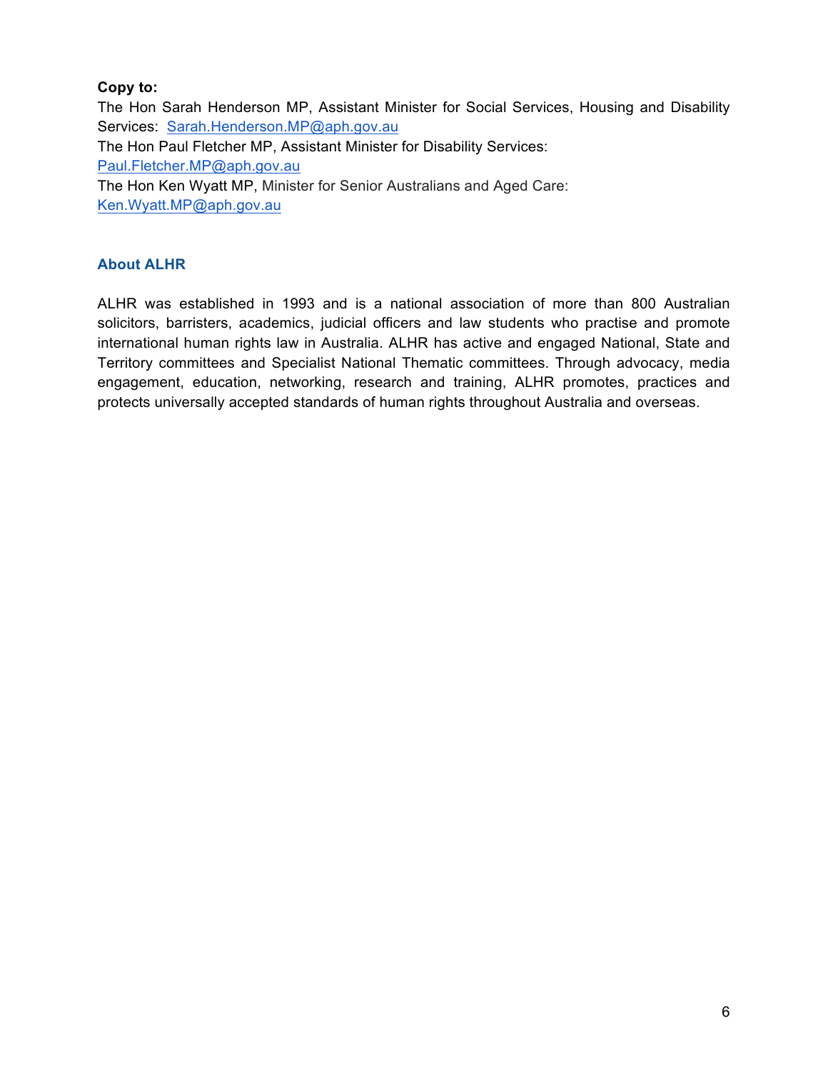**Copy to:**

The Hon Sarah Henderson MP, Assistant Minister for Social Services, Housing and Disability Services: Sarah.Henderson.MP@aph.gov.au

The Hon Paul Fletcher MP, Assistant Minister for Disability Services: Paul.Fletcher.MP@aph.gov.au

The Hon Ken Wyatt MP, Minister for Senior Australians and Aged Care: Ken.Wyatt.MP@aph.gov.au

## About ALHR

ALHR was established in 1993 and is a national association of more than 800 Australian solicitors, barristers, academics, judicial officers and law students who practise and promote international human rights law in Australia. ALHR has active and engaged National, State and Territory committees and Specialist National Thematic committees. Through advocacy, media engagement, education, networking, research and training, ALHR promotes, practices and protects universally accepted standards of human rights throughout Australia and overseas.